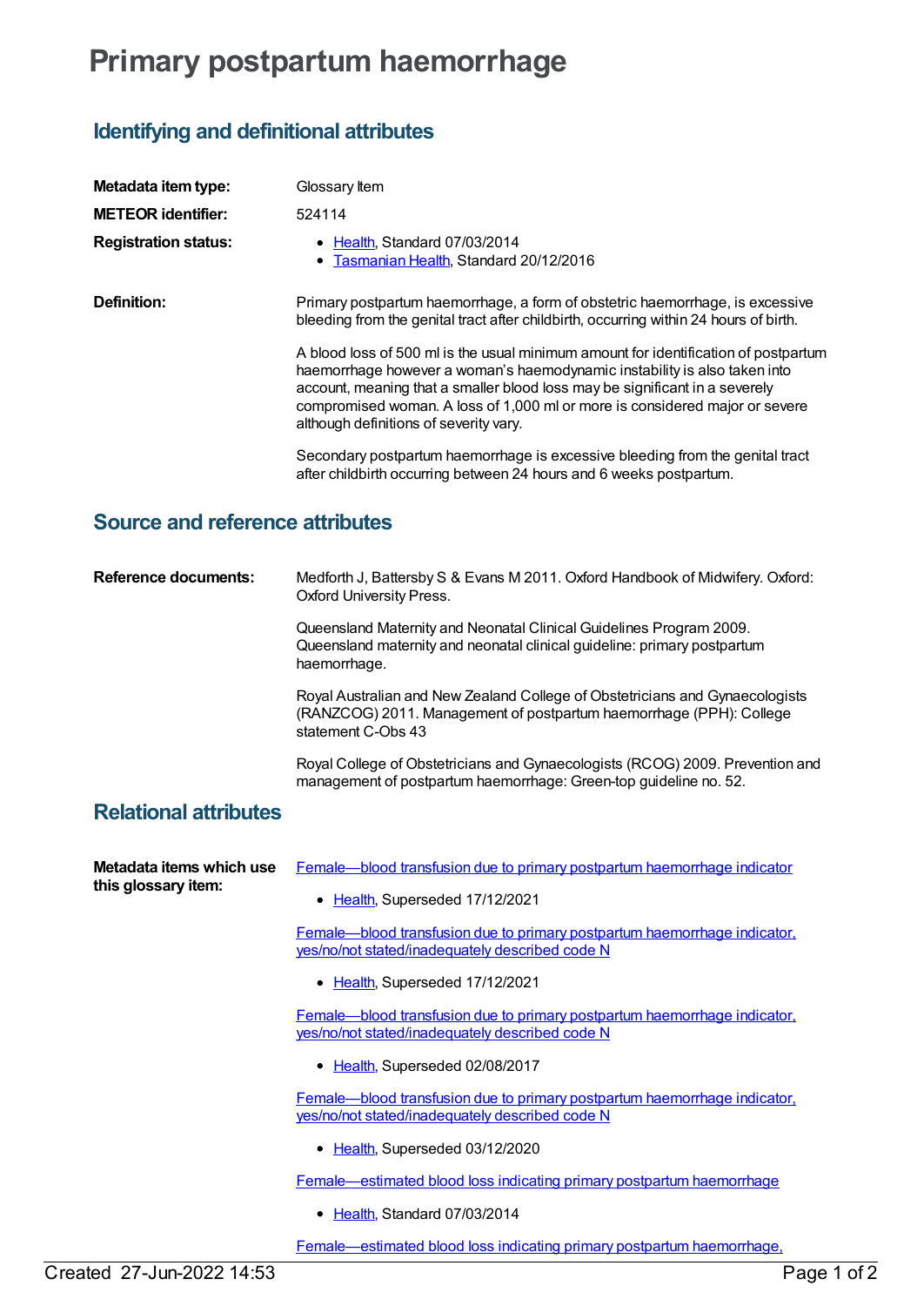# Primary postpartum haemorrhage

## Identifying and definitional attributes

**Metadata item type:** Glossary Item

**METEOR identifier:** 524114

**Registration status:**

- Health, Standard 07/03/2014
- Tasmanian Health, Standard 20/12/2016

**Definition:**

Primary postpartum haemorrhage, a form of obstetric haemorrhage, is excessive bleeding from the genital tract after childbirth, occurring within 24 hours of birth.

A blood loss of 500 ml is the usual minimum amount for identification of postpartum haemorrhage however a woman's haemodynamic instability is also taken into account, meaning that a smaller blood loss may be significant in a severely compromised woman. A loss of 1,000 ml or more is considered major or severe although definitions of severity vary.

Secondary postpartum haemorrhage is excessive bleeding from the genital tract after childbirth occurring between 24 hours and 6 weeks postpartum.

## Source and reference attributes

**Reference documents:**

Medforth J, Battersby S & Evans M 2011. Oxford Handbook of Midwifery. Oxford: Oxford University Press.

Queensland Maternity and Neonatal Clinical Guidelines Program 2009. Queensland maternity and neonatal clinical guideline: primary postpartum haemorrhage.

Royal Australian and New Zealand College of Obstetricians and Gynaecologists (RANZCOG) 2011. Management of postpartum haemorrhage (PPH): College statement C-Obs 43

Royal College of Obstetricians and Gynaecologists (RCOG) 2009. Prevention and management of postpartum haemorrhage: Green-top guideline no. 52.

## Relational attributes

**Metadata items which use this glossary item:**

Female—blood transfusion due to primary postpartum haemorrhage indicator

- Health, Superseded 17/12/2021

Female—blood transfusion due to primary postpartum haemorrhage indicator, yes/no/not stated/inadequately described code N

- Health, Superseded 17/12/2021

Female—blood transfusion due to primary postpartum haemorrhage indicator, yes/no/not stated/inadequately described code N

- Health, Superseded 02/08/2017

Female—blood transfusion due to primary postpartum haemorrhage indicator, yes/no/not stated/inadequately described code N

- Health, Superseded 03/12/2020

Female—estimated blood loss indicating primary postpartum haemorrhage

- Health, Standard 07/03/2014

Female—estimated blood loss indicating primary postpartum haemorrhage,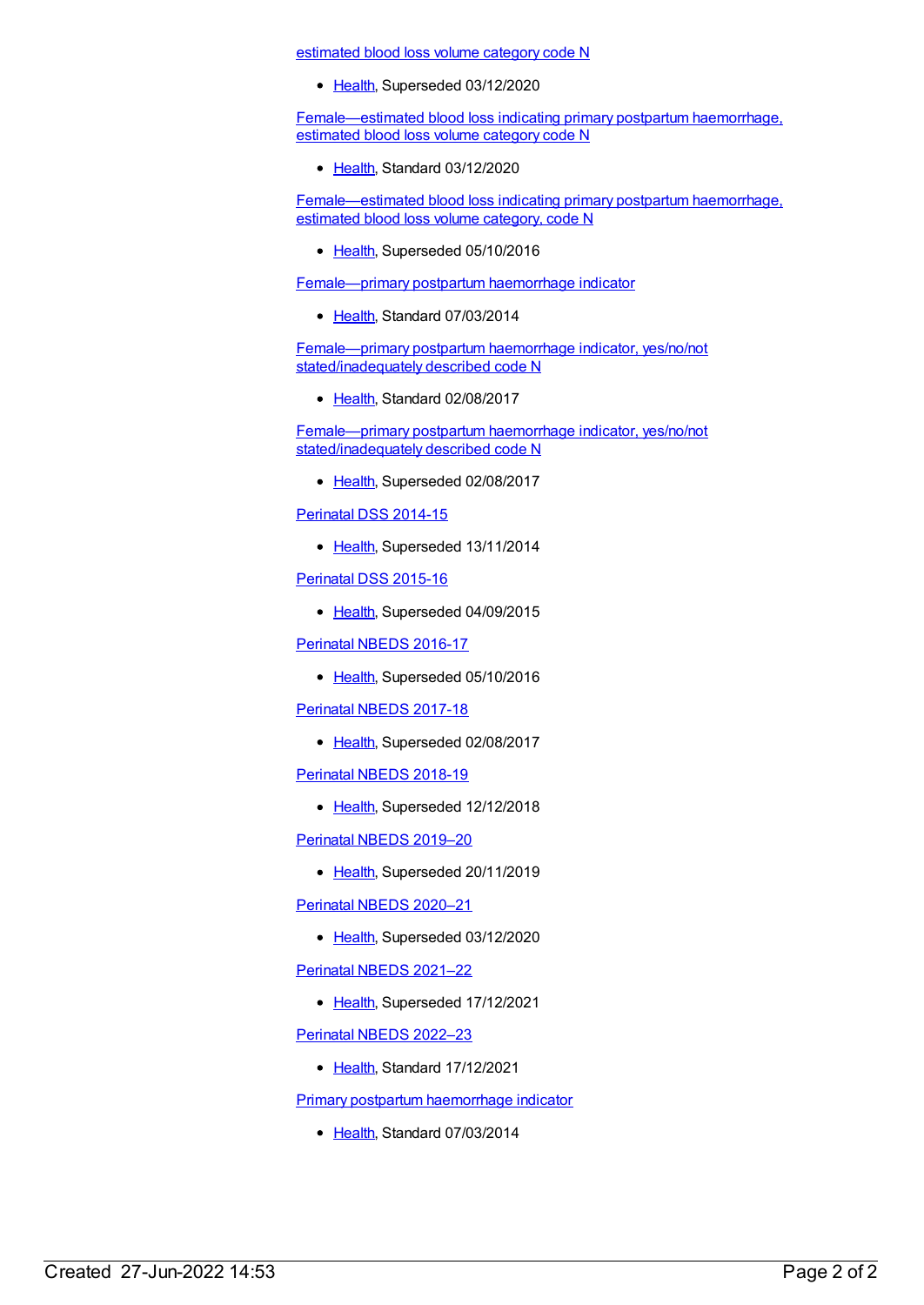estimated blood loss volume category code N

- Health, Superseded 03/12/2020

Female—estimated blood loss indicating primary postpartum haemorrhage, estimated blood loss volume category code N

- Health, Standard 03/12/2020

Female—estimated blood loss indicating primary postpartum haemorrhage, estimated blood loss volume category, code N

- Health, Superseded 05/10/2016

Female—primary postpartum haemorrhage indicator

- Health, Standard 07/03/2014

Female—primary postpartum haemorrhage indicator, yes/no/not stated/inadequately described code N

- Health, Standard 02/08/2017

Female—primary postpartum haemorrhage indicator, yes/no/not stated/inadequately described code N

- Health, Superseded 02/08/2017

Perinatal DSS 2014-15

- Health, Superseded 13/11/2014

Perinatal DSS 2015-16

- Health, Superseded 04/09/2015

Perinatal NBEDS 2016-17

- Health, Superseded 05/10/2016

Perinatal NBEDS 2017-18

- Health, Superseded 02/08/2017

Perinatal NBEDS 2018-19

- Health, Superseded 12/12/2018

Perinatal NBEDS 2019–20

- Health, Superseded 20/11/2019

Perinatal NBEDS 2020–21

- Health, Superseded 03/12/2020

Perinatal NBEDS 2021–22

- Health, Superseded 17/12/2021

Perinatal NBEDS 2022–23

- Health, Standard 17/12/2021

Primary postpartum haemorrhage indicator

- Health, Standard 07/03/2014